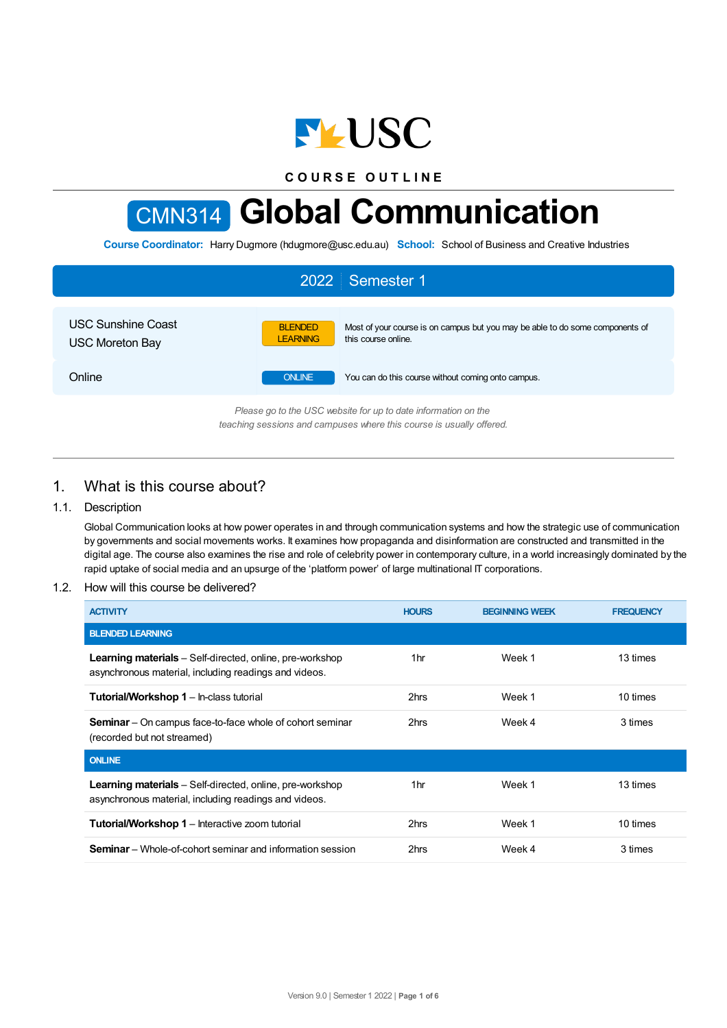COURSE OUTLINE

# CMN314 Global Communication

**Course Coordinator:** Harry Dugmore (hdugmore@usc.edu.au) **School:** School of Business and Creative Industries

## 2022 | Semester 1

| | | |
|---|---|---|
| USC Sunshine Coast<br>USC Moreton Bay | BLENDED LEARNING | Most of your course is on campus but you may be able to do some components of this course online. |
| Online | ONLINE | You can do this course without coming onto campus. |

*Please go to the USC website for up to date information on the teaching sessions and campuses where this course is usually offered.*

## 1. What is this course about?

### 1.1. Description

Global Communication looks at how power operates in and through communication systems and how the strategic use of communication by governments and social movements works. It examines how propaganda and disinformation are constructed and transmitted in the digital age. The course also examines the rise and role of celebrity power in contemporary culture, in a world increasingly dominated by the rapid uptake of social media and an upsurge of the 'platform power' of large multinational IT corporations.

### 1.2. How will this course be delivered?

| ACTIVITY | HOURS | BEGINNING WEEK | FREQUENCY |
|---|---|---|---|
| **BLENDED LEARNING** | | | |
| **Learning materials** – Self-directed, online, pre-workshop asynchronous material, including readings and videos. | 1hr | Week 1 | 13 times |
| **Tutorial/Workshop 1** – In-class tutorial | 2hrs | Week 1 | 10 times |
| **Seminar** – On campus face-to-face whole of cohort seminar (recorded but not streamed) | 2hrs | Week 4 | 3 times |
| **ONLINE** | | | |
| **Learning materials** – Self-directed, online, pre-workshop asynchronous material, including readings and videos. | 1hr | Week 1 | 13 times |
| **Tutorial/Workshop 1** – Interactive zoom tutorial | 2hrs | Week 1 | 10 times |
| **Seminar** – Whole-of-cohort seminar and information session | 2hrs | Week 4 | 3 times |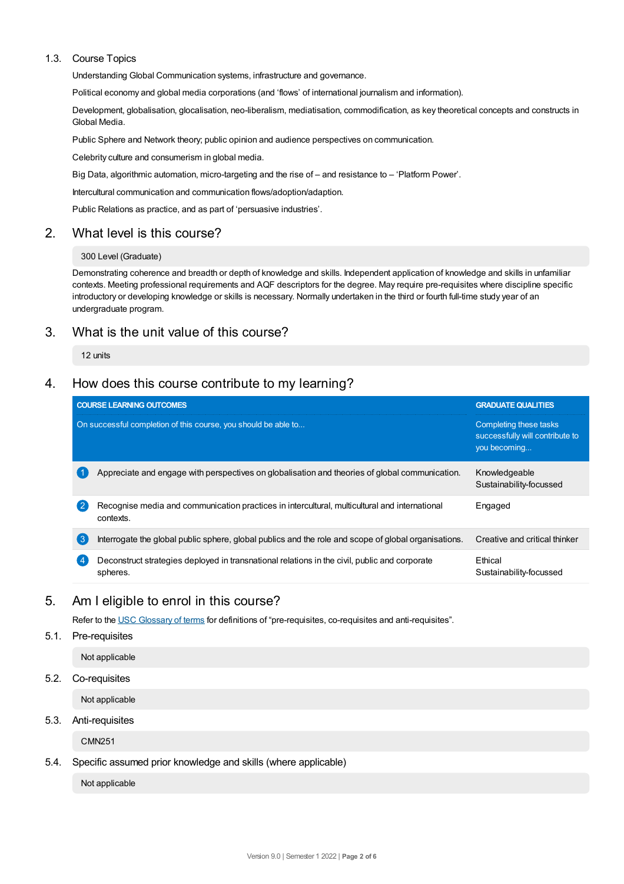### 1.3. Course Topics

Understanding Global Communication systems, infrastructure and governance.

Political economy and global media corporations (and 'flows' of international journalism and information).

Development, globalisation, glocalisation, neo-liberalism, mediatisation, commodification, as key theoretical concepts and constructs in Global Media.

Public Sphere and Network theory; public opinion and audience perspectives on communication.

Celebrity culture and consumerism in global media.

Big Data, algorithmic automation, micro-targeting and the rise of – and resistance to – 'Platform Power'.

Intercultural communication and communication flows/adoption/adaption.

Public Relations as practice, and as part of 'persuasive industries'.

## 2. What level is this course?

300 Level (Graduate)

Demonstrating coherence and breadth or depth of knowledge and skills. Independent application of knowledge and skills in unfamiliar contexts. Meeting professional requirements and AQF descriptors for the degree. May require pre-requisites where discipline specific introductory or developing knowledge or skills is necessary. Normally undertaken in the third or fourth full-time study year of an undergraduate program.

## 3. What is the unit value of this course?

12 units

## 4. How does this course contribute to my learning?

| | COURSE LEARNING OUTCOMES<br>On successful completion of this course, you should be able to... | GRADUATE QUALITIES<br>Completing these tasks successfully will contribute to you becoming... |
|---|---|---|
| 1 | Appreciate and engage with perspectives on globalisation and theories of global communication. | Knowledgeable<br>Sustainability-focussed |
| 2 | Recognise media and communication practices in intercultural, multicultural and international contexts. | Engaged |
| 3 | Interrogate the global public sphere, global publics and the role and scope of global organisations. | Creative and critical thinker |
| 4 | Deconstruct strategies deployed in transnational relations in the civil, public and corporate spheres. | Ethical<br>Sustainability-focussed |

## 5. Am I eligible to enrol in this course?

Refer to the USC Glossary of terms for definitions of "pre-requisites, co-requisites and anti-requisites".

### 5.1. Pre-requisites

Not applicable

### 5.2. Co-requisites

Not applicable

### 5.3. Anti-requisites

CMN251

### 5.4. Specific assumed prior knowledge and skills (where applicable)

Not applicable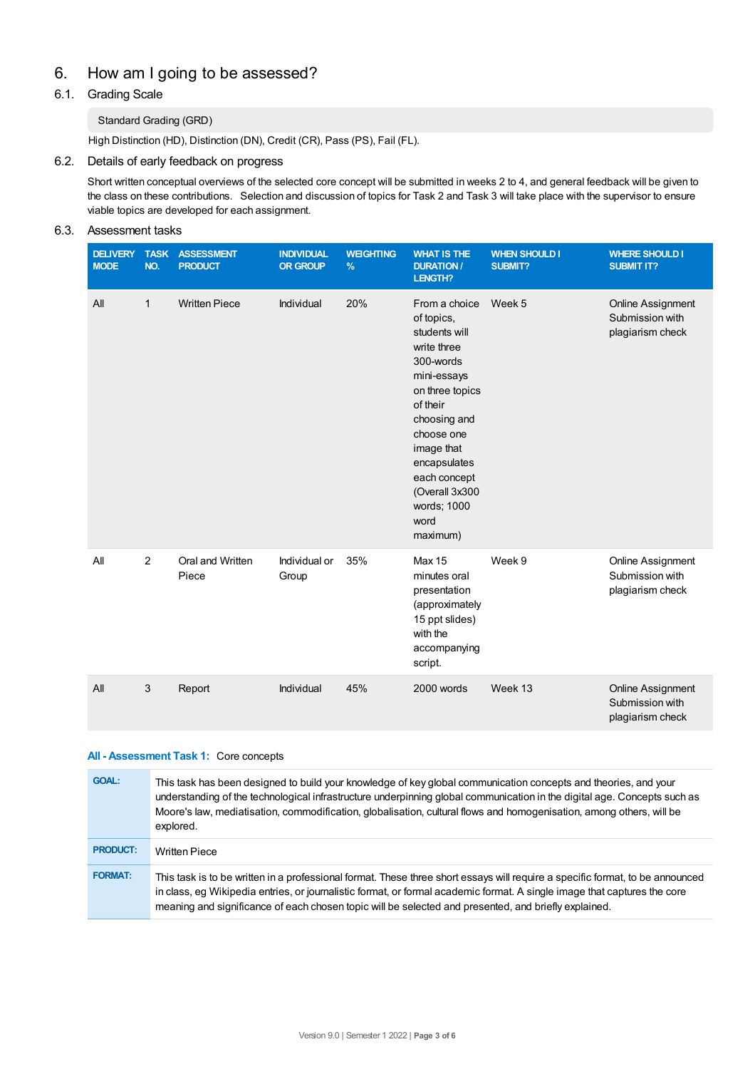# 6. How am I going to be assessed?

## 6.1. Grading Scale

Standard Grading (GRD)

High Distinction (HD), Distinction (DN), Credit (CR), Pass (PS), Fail (FL).

## 6.2. Details of early feedback on progress

Short written conceptual overviews of the selected core concept will be submitted in weeks 2 to 4, and general feedback will be given to the class on these contributions. Selection and discussion of topics for Task 2 and Task 3 will take place with the supervisor to ensure viable topics are developed for each assignment.

## 6.3. Assessment tasks

| DELIVERY MODE | TASK NO. | ASSESSMENT PRODUCT | INDIVIDUAL OR GROUP | WEIGHTING % | WHAT IS THE DURATION / LENGTH? | WHEN SHOULD I SUBMIT? | WHERE SHOULD I SUBMIT IT? |
|---|---|---|---|---|---|---|---|
| All | 1 | Written Piece | Individual | 20% | From a choice of topics, students will write three 300-words mini-essays on three topics of their choosing and choose one image that encapsulates each concept (Overall 3x300 words; 1000 word maximum) | Week 5 | Online Assignment Submission with plagiarism check |
| All | 2 | Oral and Written Piece | Individual or Group | 35% | Max 15 minutes oral presentation (approximately 15 ppt slides) with the accompanying script. | Week 9 | Online Assignment Submission with plagiarism check |
| All | 3 | Report | Individual | 45% | 2000 words | Week 13 | Online Assignment Submission with plagiarism check |

### All - Assessment Task 1: Core concepts

| | |
|---|---|
| **GOAL:** | This task has been designed to build your knowledge of key global communication concepts and theories, and your understanding of the technological infrastructure underpinning global communication in the digital age. Concepts such as Moore's law, mediatisation, commodification, globalisation, cultural flows and homogenisation, among others, will be explored. |
| **PRODUCT:** | Written Piece |
| **FORMAT:** | This task is to be written in a professional format. These three short essays will require a specific format, to be announced in class, eg Wikipedia entries, or journalistic format, or formal academic format. A single image that captures the core meaning and significance of each chosen topic will be selected and presented, and briefly explained. |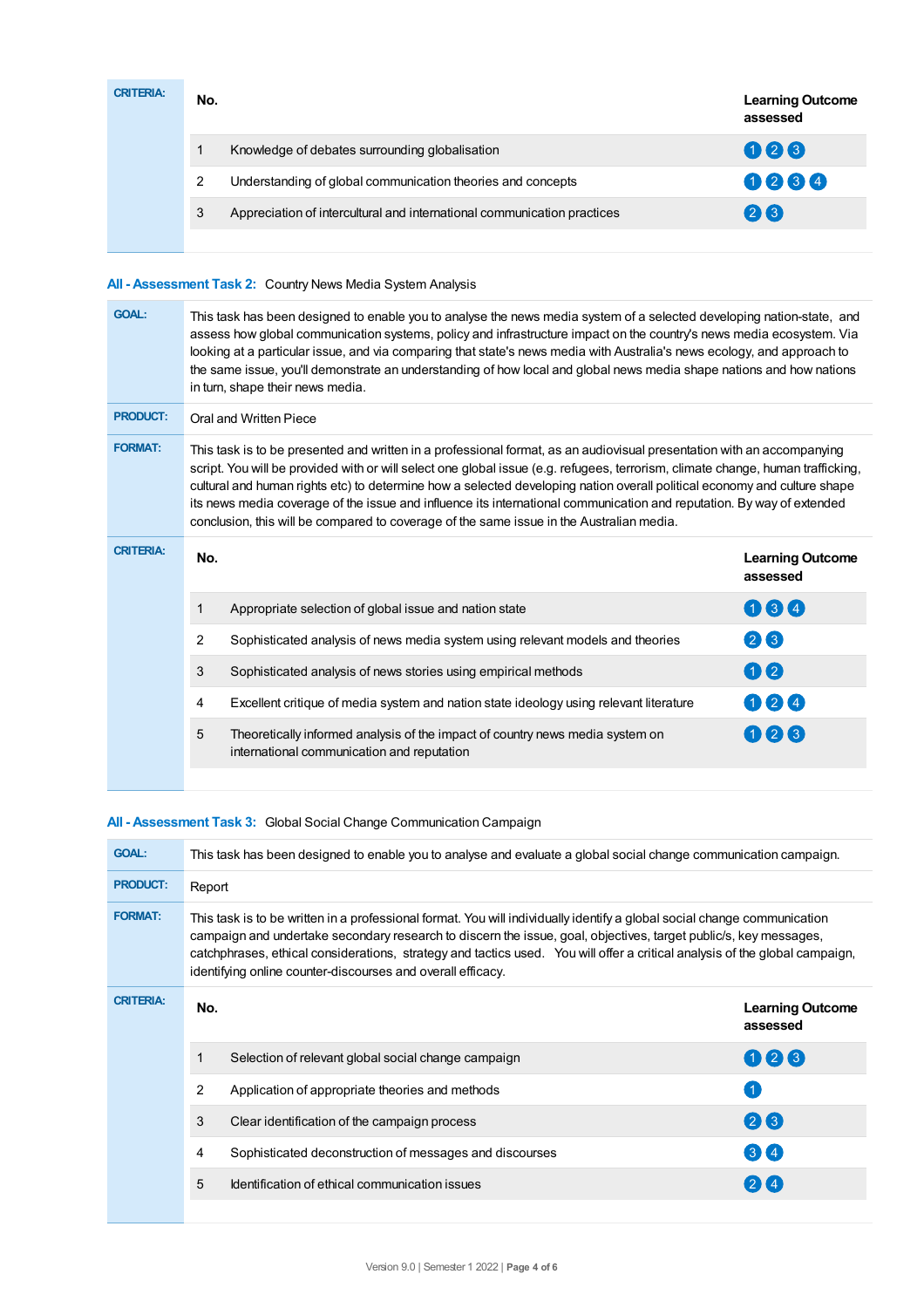**CRITERIA:**

| No. | | Learning Outcome assessed |
|---|---|---|
| 1 | Knowledge of debates surrounding globalisation | 1 2 3 |
| 2 | Understanding of global communication theories and concepts | 1 2 3 4 |
| 3 | Appreciation of intercultural and international communication practices | 2 3 |

### All - Assessment Task 2: Country News Media System Analysis

**GOAL:** This task has been designed to enable you to analyse the news media system of a selected developing nation-state, and assess how global communication systems, policy and infrastructure impact on the country's news media ecosystem. Via looking at a particular issue, and via comparing that state's news media with Australia's news ecology, and approach to the same issue, you'll demonstrate an understanding of how local and global news media shape nations and how nations in turn, shape their news media.

**PRODUCT:** Oral and Written Piece

**FORMAT:** This task is to be presented and written in a professional format, as an audiovisual presentation with an accompanying script. You will be provided with or will select one global issue (e.g. refugees, terrorism, climate change, human trafficking, cultural and human rights etc) to determine how a selected developing nation overall political economy and culture shape its news media coverage of the issue and influence its international communication and reputation. By way of extended conclusion, this will be compared to coverage of the same issue in the Australian media.

**CRITERIA:**

| No. | | Learning Outcome assessed |
|---|---|---|
| 1 | Appropriate selection of global issue and nation state | 1 3 4 |
| 2 | Sophisticated analysis of news media system using relevant models and theories | 2 3 |
| 3 | Sophisticated analysis of news stories using empirical methods | 1 2 |
| 4 | Excellent critique of media system and nation state ideology using relevant literature | 1 2 4 |
| 5 | Theoretically informed analysis of the impact of country news media system on international communication and reputation | 1 2 3 |

### All - Assessment Task 3: Global Social Change Communication Campaign

**GOAL:** This task has been designed to enable you to analyse and evaluate a global social change communication campaign.

**PRODUCT:** Report

**FORMAT:** This task is to be written in a professional format. You will individually identify a global social change communication campaign and undertake secondary research to discern the issue, goal, objectives, target public/s, key messages, catchphrases, ethical considerations, strategy and tactics used. You will offer a critical analysis of the global campaign, identifying online counter-discourses and overall efficacy.

**CRITERIA:**

| No. | | Learning Outcome assessed |
|---|---|---|
| 1 | Selection of relevant global social change campaign | 1 2 3 |
| 2 | Application of appropriate theories and methods | 1 |
| 3 | Clear identification of the campaign process | 2 3 |
| 4 | Sophisticated deconstruction of messages and discourses | 3 4 |
| 5 | Identification of ethical communication issues | 2 4 |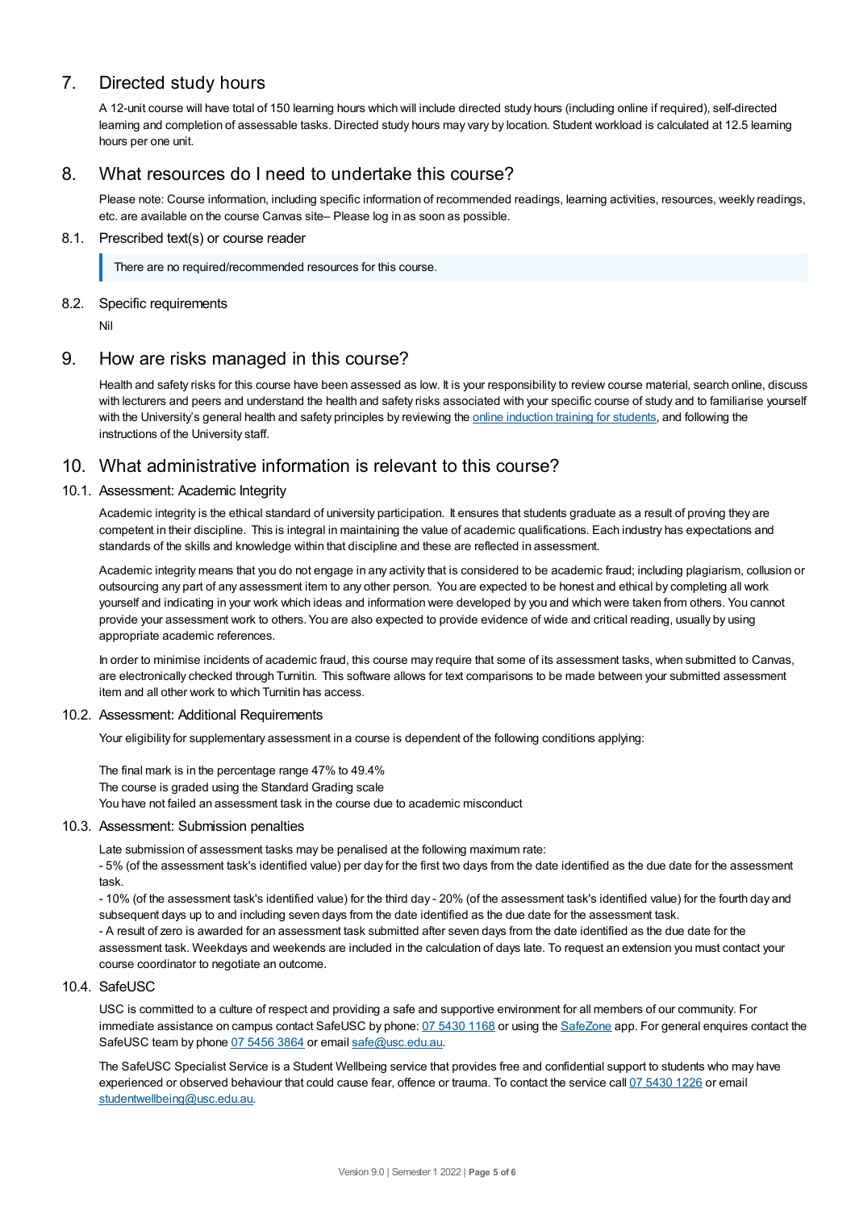## 7. Directed study hours

A 12-unit course will have total of 150 learning hours which will include directed study hours (including online if required), self-directed learning and completion of assessable tasks. Directed study hours may vary by location. Student workload is calculated at 12.5 learning hours per one unit.

## 8. What resources do I need to undertake this course?

Please note: Course information, including specific information of recommended readings, learning activities, resources, weekly readings, etc. are available on the course Canvas site– Please log in as soon as possible.

### 8.1. Prescribed text(s) or course reader

> There are no required/recommended resources for this course.

### 8.2. Specific requirements

Nil

## 9. How are risks managed in this course?

Health and safety risks for this course have been assessed as low. It is your responsibility to review course material, search online, discuss with lecturers and peers and understand the health and safety risks associated with your specific course of study and to familiarise yourself with the University's general health and safety principles by reviewing the online induction training for students, and following the instructions of the University staff.

## 10. What administrative information is relevant to this course?

### 10.1. Assessment: Academic Integrity

Academic integrity is the ethical standard of university participation. It ensures that students graduate as a result of proving they are competent in their discipline. This is integral in maintaining the value of academic qualifications. Each industry has expectations and standards of the skills and knowledge within that discipline and these are reflected in assessment.

Academic integrity means that you do not engage in any activity that is considered to be academic fraud; including plagiarism, collusion or outsourcing any part of any assessment item to any other person. You are expected to be honest and ethical by completing all work yourself and indicating in your work which ideas and information were developed by you and which were taken from others. You cannot provide your assessment work to others. You are also expected to provide evidence of wide and critical reading, usually by using appropriate academic references.

In order to minimise incidents of academic fraud, this course may require that some of its assessment tasks, when submitted to Canvas, are electronically checked through Turnitin. This software allows for text comparisons to be made between your submitted assessment item and all other work to which Turnitin has access.

### 10.2. Assessment: Additional Requirements

Your eligibility for supplementary assessment in a course is dependent of the following conditions applying:

The final mark is in the percentage range 47% to 49.4%
The course is graded using the Standard Grading scale
You have not failed an assessment task in the course due to academic misconduct

### 10.3. Assessment: Submission penalties

Late submission of assessment tasks may be penalised at the following maximum rate:
- 5% (of the assessment task's identified value) per day for the first two days from the date identified as the due date for the assessment task.
- 10% (of the assessment task's identified value) for the third day - 20% (of the assessment task's identified value) for the fourth day and subsequent days up to and including seven days from the date identified as the due date for the assessment task.
- A result of zero is awarded for an assessment task submitted after seven days from the date identified as the due date for the assessment task. Weekdays and weekends are included in the calculation of days late. To request an extension you must contact your course coordinator to negotiate an outcome.

### 10.4. SafeUSC

USC is committed to a culture of respect and providing a safe and supportive environment for all members of our community. For immediate assistance on campus contact SafeUSC by phone: 07 5430 1168 or using the SafeZone app. For general enquires contact the SafeUSC team by phone 07 5456 3864 or email safe@usc.edu.au.

The SafeUSC Specialist Service is a Student Wellbeing service that provides free and confidential support to students who may have experienced or observed behaviour that could cause fear, offence or trauma. To contact the service call 07 5430 1226 or email studentwellbeing@usc.edu.au.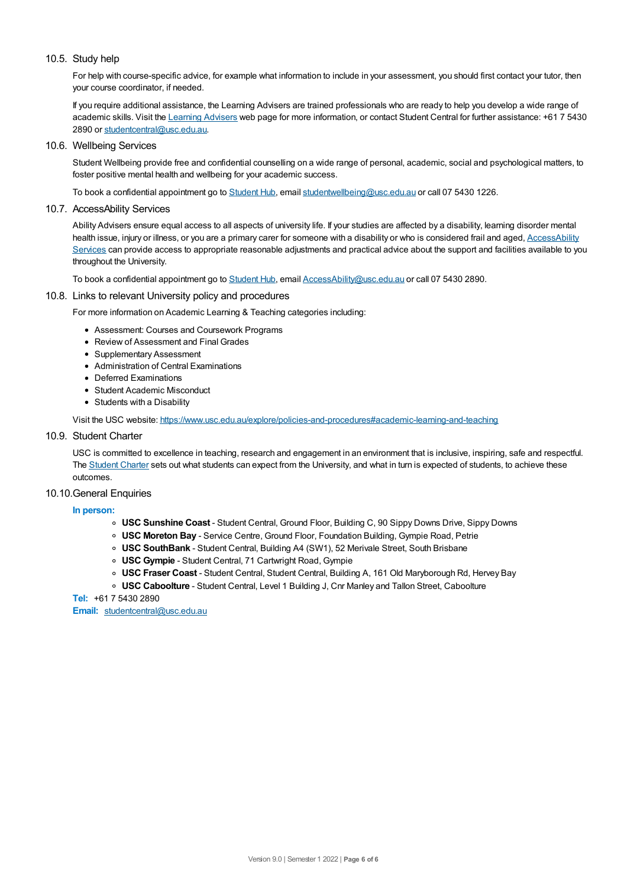### 10.5. Study help

For help with course-specific advice, for example what information to include in your assessment, you should first contact your tutor, then your course coordinator, if needed.

If you require additional assistance, the Learning Advisers are trained professionals who are ready to help you develop a wide range of academic skills. Visit the Learning Advisers web page for more information, or contact Student Central for further assistance: +61 7 5430 2890 or studentcentral@usc.edu.au.

### 10.6. Wellbeing Services

Student Wellbeing provide free and confidential counselling on a wide range of personal, academic, social and psychological matters, to foster positive mental health and wellbeing for your academic success.

To book a confidential appointment go to Student Hub, email studentwellbeing@usc.edu.au or call 07 5430 1226.

### 10.7. AccessAbility Services

Ability Advisers ensure equal access to all aspects of university life. If your studies are affected by a disability, learning disorder mental health issue, injury or illness, or you are a primary carer for someone with a disability or who is considered frail and aged, AccessAbility Services can provide access to appropriate reasonable adjustments and practical advice about the support and facilities available to you throughout the University.

To book a confidential appointment go to Student Hub, email AccessAbility@usc.edu.au or call 07 5430 2890.

### 10.8. Links to relevant University policy and procedures

For more information on Academic Learning & Teaching categories including:

- Assessment: Courses and Coursework Programs
- Review of Assessment and Final Grades
- Supplementary Assessment
- Administration of Central Examinations
- Deferred Examinations
- Student Academic Misconduct
- Students with a Disability

Visit the USC website: https://www.usc.edu.au/explore/policies-and-procedures#academic-learning-and-teaching

### 10.9. Student Charter

USC is committed to excellence in teaching, research and engagement in an environment that is inclusive, inspiring, safe and respectful. The Student Charter sets out what students can expect from the University, and what in turn is expected of students, to achieve these outcomes.

### 10.10. General Enquiries

**In person:**

- **USC Sunshine Coast** - Student Central, Ground Floor, Building C, 90 Sippy Downs Drive, Sippy Downs
- **USC Moreton Bay** - Service Centre, Ground Floor, Foundation Building, Gympie Road, Petrie
- **USC SouthBank** - Student Central, Building A4 (SW1), 52 Merivale Street, South Brisbane
- **USC Gympie** - Student Central, 71 Cartwright Road, Gympie
- **USC Fraser Coast** - Student Central, Student Central, Building A, 161 Old Maryborough Rd, Hervey Bay
- **USC Caboolture** - Student Central, Level 1 Building J, Cnr Manley and Tallon Street, Caboolture

**Tel:** +61 7 5430 2890

**Email:** studentcentral@usc.edu.au